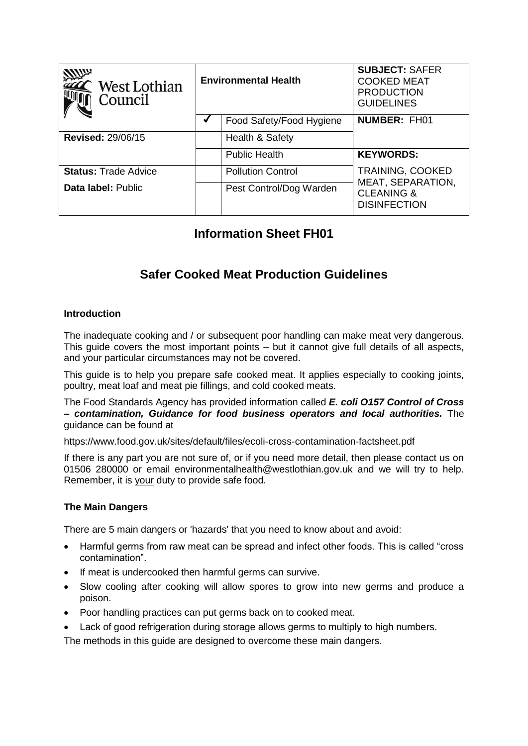| West Lothian Council | Environmental Health | | **SUBJECT:** SAFER COOKED MEAT PRODUCTION GUIDELINES |
|---|---|---|---|
| | ✓ | Food Safety/Food Hygiene | **NUMBER:** FH01 |
| **Revised:** 29/06/15 | | Health & Safety | |
| | | Public Health | **KEYWORDS:** |
| **Status:** Trade Advice | | Pollution Control | TRAINING, COOKED MEAT, SEPARATION, CLEANING & DISINFECTION |
| **Data label:** Public | | Pest Control/Dog Warden | |

# Information Sheet FH01

# Safer Cooked Meat Production Guidelines

### Introduction

The inadequate cooking and / or subsequent poor handling can make meat very dangerous. This guide covers the most important points – but it cannot give full details of all aspects, and your particular circumstances may not be covered.

This guide is to help you prepare safe cooked meat. It applies especially to cooking joints, poultry, meat loaf and meat pie fillings, and cold cooked meats.

The Food Standards Agency has provided information called ***E. coli O157 Control of Cross – contamination, Guidance for food business operators and local authorities.*** The guidance can be found at

https://www.food.gov.uk/sites/default/files/ecoli-cross-contamination-factsheet.pdf

If there is any part you are not sure of, or if you need more detail, then please contact us on 01506 280000 or email environmentalhealth@westlothian.gov.uk and we will try to help. Remember, it is <u>your</u> duty to provide safe food.

### The Main Dangers

There are 5 main dangers or 'hazards' that you need to know about and avoid:

- Harmful germs from raw meat can be spread and infect other foods. This is called "cross contamination".
- If meat is undercooked then harmful germs can survive.
- Slow cooling after cooking will allow spores to grow into new germs and produce a poison.
- Poor handling practices can put germs back on to cooked meat.
- Lack of good refrigeration during storage allows germs to multiply to high numbers.

The methods in this guide are designed to overcome these main dangers.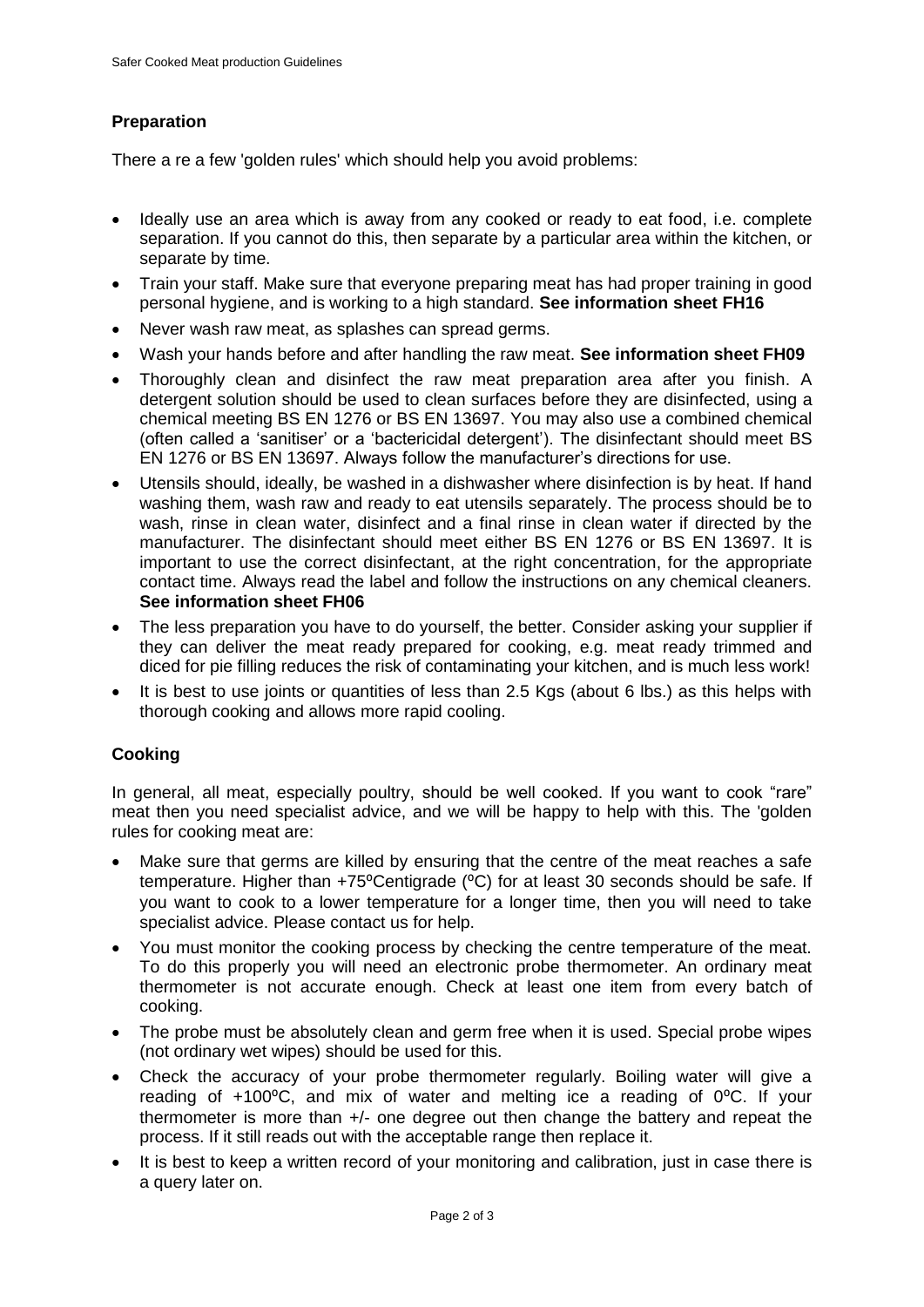## Preparation

There a re a few 'golden rules' which should help you avoid problems:

- Ideally use an area which is away from any cooked or ready to eat food, i.e. complete separation. If you cannot do this, then separate by a particular area within the kitchen, or separate by time.
- Train your staff. Make sure that everyone preparing meat has had proper training in good personal hygiene, and is working to a high standard. **See information sheet FH16**
- Never wash raw meat, as splashes can spread germs.
- Wash your hands before and after handling the raw meat. **See information sheet FH09**
- Thoroughly clean and disinfect the raw meat preparation area after you finish. A detergent solution should be used to clean surfaces before they are disinfected, using a chemical meeting BS EN 1276 or BS EN 13697. You may also use a combined chemical (often called a 'sanitiser' or a 'bactericidal detergent'). The disinfectant should meet BS EN 1276 or BS EN 13697. Always follow the manufacturer's directions for use.
- Utensils should, ideally, be washed in a dishwasher where disinfection is by heat. If hand washing them, wash raw and ready to eat utensils separately. The process should be to wash, rinse in clean water, disinfect and a final rinse in clean water if directed by the manufacturer. The disinfectant should meet either BS EN 1276 or BS EN 13697. It is important to use the correct disinfectant, at the right concentration, for the appropriate contact time. Always read the label and follow the instructions on any chemical cleaners. **See information sheet FH06**
- The less preparation you have to do yourself, the better. Consider asking your supplier if they can deliver the meat ready prepared for cooking, e.g. meat ready trimmed and diced for pie filling reduces the risk of contaminating your kitchen, and is much less work!
- It is best to use joints or quantities of less than 2.5 Kgs (about 6 lbs.) as this helps with thorough cooking and allows more rapid cooling.

## Cooking

In general, all meat, especially poultry, should be well cooked. If you want to cook "rare" meat then you need specialist advice, and we will be happy to help with this. The 'golden rules for cooking meat are:

- Make sure that germs are killed by ensuring that the centre of the meat reaches a safe temperature. Higher than +75ºCentigrade (ºC) for at least 30 seconds should be safe. If you want to cook to a lower temperature for a longer time, then you will need to take specialist advice. Please contact us for help.
- You must monitor the cooking process by checking the centre temperature of the meat. To do this properly you will need an electronic probe thermometer. An ordinary meat thermometer is not accurate enough. Check at least one item from every batch of cooking.
- The probe must be absolutely clean and germ free when it is used. Special probe wipes (not ordinary wet wipes) should be used for this.
- Check the accuracy of your probe thermometer regularly. Boiling water will give a reading of +100ºC, and mix of water and melting ice a reading of 0ºC. If your thermometer is more than +/- one degree out then change the battery and repeat the process. If it still reads out with the acceptable range then replace it.
- It is best to keep a written record of your monitoring and calibration, just in case there is a query later on.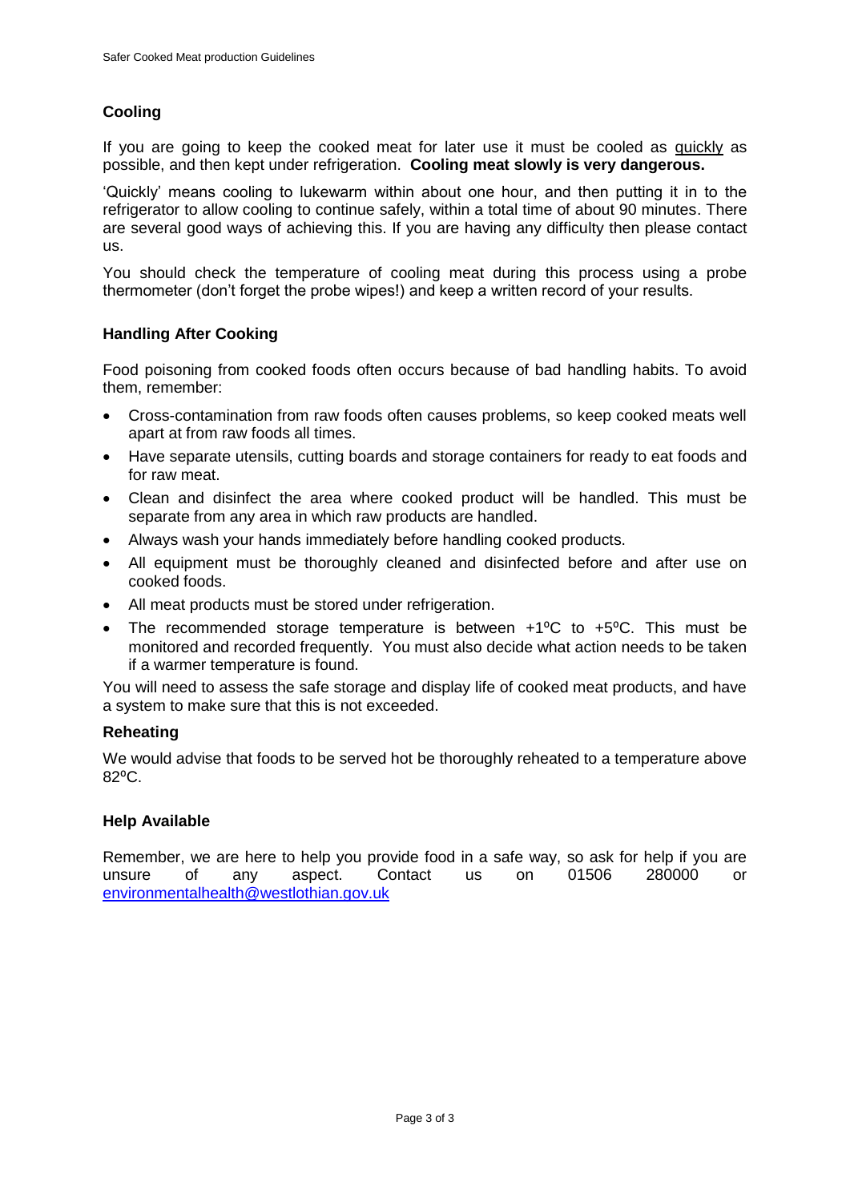## Cooling

If you are going to keep the cooked meat for later use it must be cooled as quickly as possible, and then kept under refrigeration. **Cooling meat slowly is very dangerous.**

'Quickly' means cooling to lukewarm within about one hour, and then putting it in to the refrigerator to allow cooling to continue safely, within a total time of about 90 minutes. There are several good ways of achieving this. If you are having any difficulty then please contact us.

You should check the temperature of cooling meat during this process using a probe thermometer (don't forget the probe wipes!) and keep a written record of your results.

## Handling After Cooking

Food poisoning from cooked foods often occurs because of bad handling habits. To avoid them, remember:

- Cross-contamination from raw foods often causes problems, so keep cooked meats well apart at from raw foods all times.
- Have separate utensils, cutting boards and storage containers for ready to eat foods and for raw meat.
- Clean and disinfect the area where cooked product will be handled. This must be separate from any area in which raw products are handled.
- Always wash your hands immediately before handling cooked products.
- All equipment must be thoroughly cleaned and disinfected before and after use on cooked foods.
- All meat products must be stored under refrigeration.
- The recommended storage temperature is between +1ºC to +5ºC. This must be monitored and recorded frequently. You must also decide what action needs to be taken if a warmer temperature is found.

You will need to assess the safe storage and display life of cooked meat products, and have a system to make sure that this is not exceeded.

## Reheating

We would advise that foods to be served hot be thoroughly reheated to a temperature above 82ºC.

## Help Available

Remember, we are here to help you provide food in a safe way, so ask for help if you are unsure of any aspect. Contact us on 01506 280000 or environmentalhealth@westlothian.gov.uk